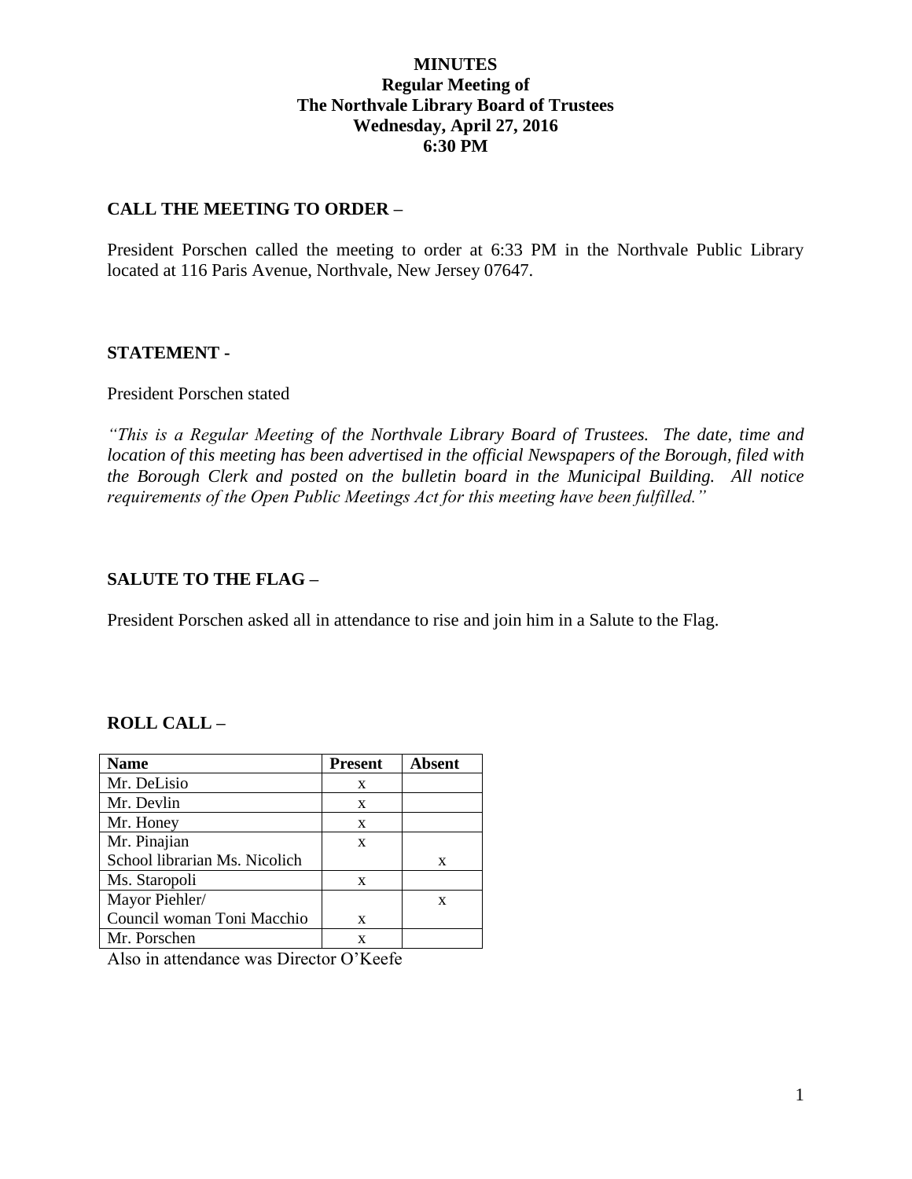# MINUTES
## Regular Meeting of
## The Northvale Library Board of Trustees
## Wednesday, April 27, 2016
## 6:30 PM

**CALL THE MEETING TO ORDER –**

President Porschen called the meeting to order at 6:33 PM in the Northvale Public Library located at 116 Paris Avenue, Northvale, New Jersey 07647.

**STATEMENT -**

President Porschen stated

*"This is a Regular Meeting of the Northvale Library Board of Trustees. The date, time and location of this meeting has been advertised in the official Newspapers of the Borough, filed with the Borough Clerk and posted on the bulletin board in the Municipal Building. All notice requirements of the Open Public Meetings Act for this meeting have been fulfilled."*

**SALUTE TO THE FLAG –**

President Porschen asked all in attendance to rise and join him in a Salute to the Flag.

**ROLL CALL –**

| Name | Present | Absent |
|---|---|---|
| Mr. DeLisio | x | |
| Mr. Devlin | x | |
| Mr. Honey | x | |
| Mr. Pinajian | x | |
| School librarian Ms. Nicolich | | x |
| Ms. Staropoli | x | |
| Mayor Piehler/ | | x |
| Council woman Toni Macchio | x | |
| Mr. Porschen | x | |

Also in attendance was Director O'Keefe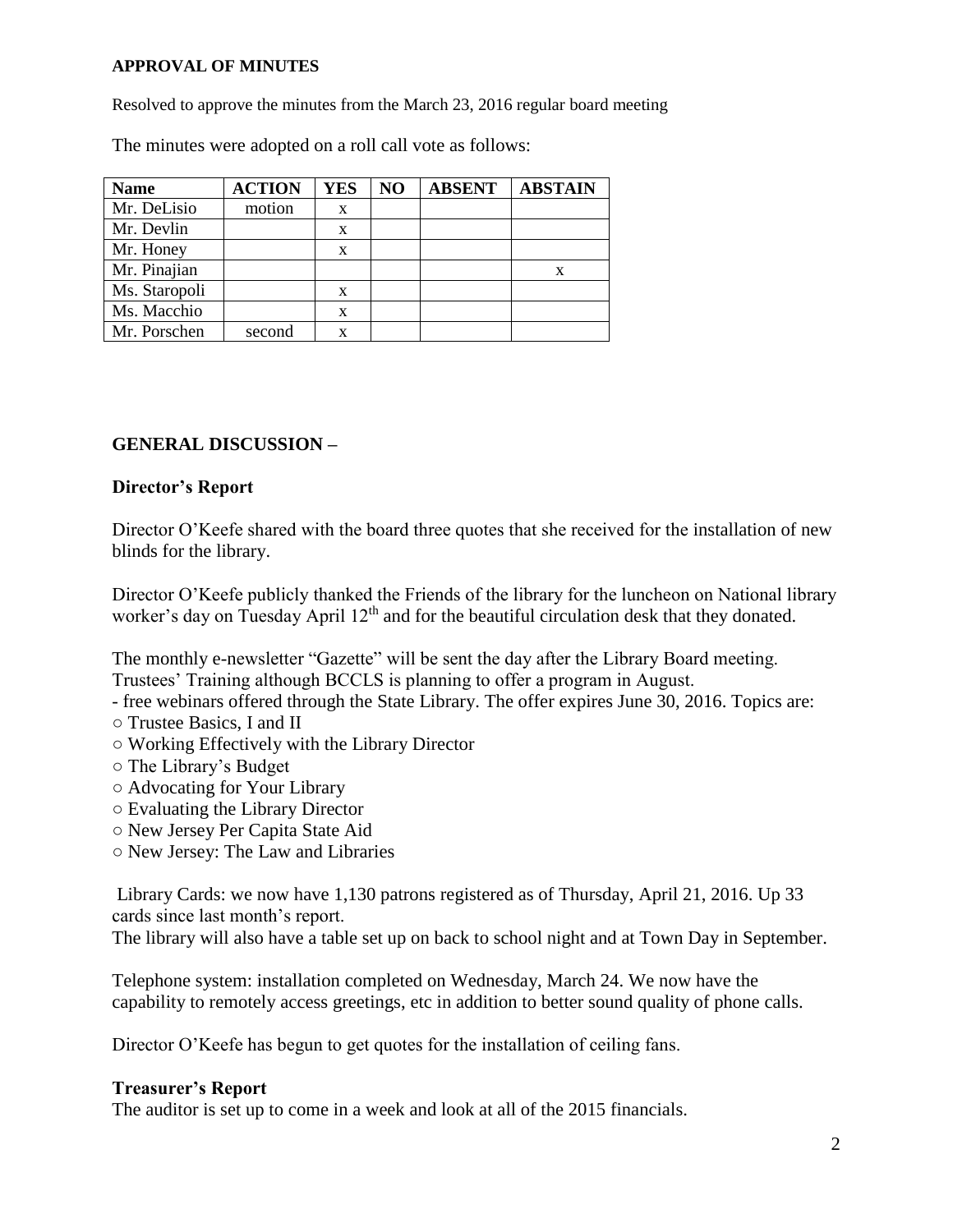## APPROVAL OF MINUTES

Resolved to approve the minutes from the March 23, 2016 regular board meeting

The minutes were adopted on a roll call vote as follows:

| Name | ACTION | YES | NO | ABSENT | ABSTAIN |
|---|---|---|---|---|---|
| Mr. DeLisio | motion | x | | | |
| Mr. Devlin | | x | | | |
| Mr. Honey | | x | | | |
| Mr. Pinajian | | | | | x |
| Ms. Staropoli | | x | | | |
| Ms. Macchio | | x | | | |
| Mr. Porschen | second | x | | | |

## GENERAL DISCUSSION –

### Director's Report

Director O'Keefe shared with the board three quotes that she received for the installation of new blinds for the library.

Director O'Keefe publicly thanked the Friends of the library for the luncheon on National library worker's day on Tuesday April 12th and for the beautiful circulation desk that they donated.

The monthly e-newsletter "Gazette" will be sent the day after the Library Board meeting.
Trustees' Training although BCCLS is planning to offer a program in August.
- free webinars offered through the State Library. The offer expires June 30, 2016. Topics are:
○ Trustee Basics, I and II
○ Working Effectively with the Library Director
○ The Library's Budget
○ Advocating for Your Library
○ Evaluating the Library Director
○ New Jersey Per Capita State Aid
○ New Jersey: The Law and Libraries

Library Cards: we now have 1,130 patrons registered as of Thursday, April 21, 2016. Up 33 cards since last month's report.
The library will also have a table set up on back to school night and at Town Day in September.

Telephone system: installation completed on Wednesday, March 24. We now have the capability to remotely access greetings, etc in addition to better sound quality of phone calls.

Director O'Keefe has begun to get quotes for the installation of ceiling fans.

### Treasurer's Report

The auditor is set up to come in a week and look at all of the 2015 financials.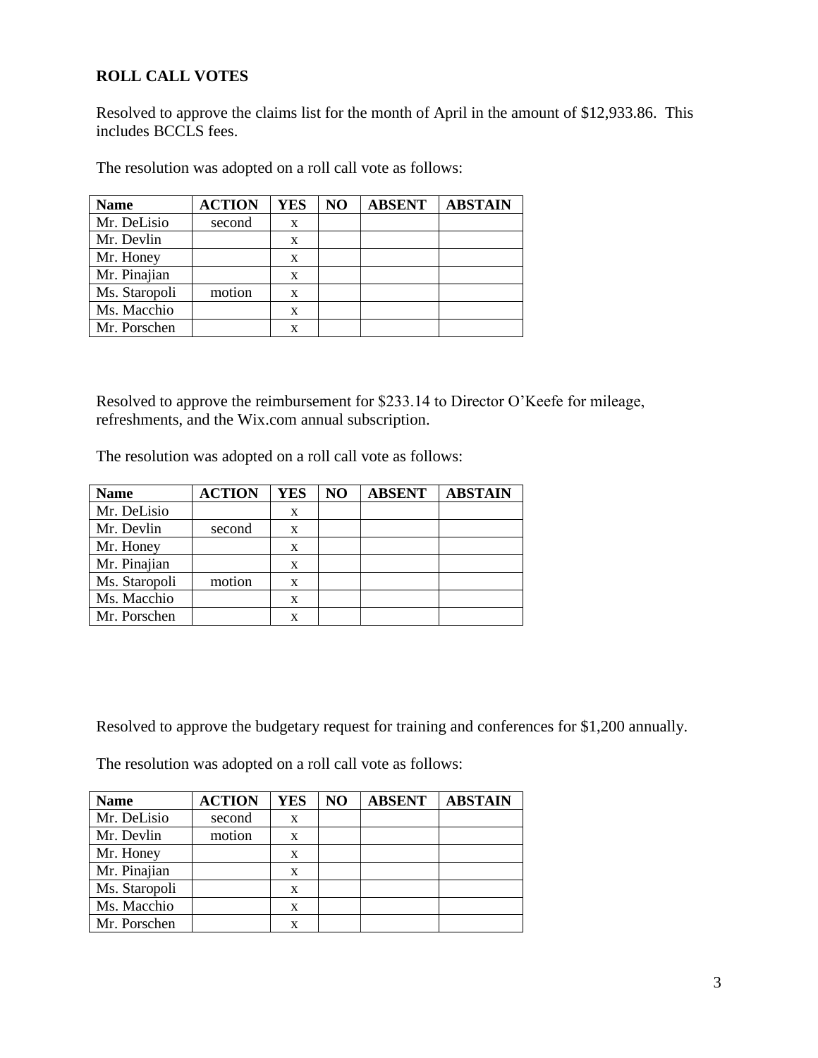**ROLL CALL VOTES**

Resolved to approve the claims list for the month of April in the amount of $12,933.86. This includes BCCLS fees.

The resolution was adopted on a roll call vote as follows:

| Name | ACTION | YES | NO | ABSENT | ABSTAIN |
|---|---|---|---|---|---|
| Mr. DeLisio | second | x | | | |
| Mr. Devlin | | x | | | |
| Mr. Honey | | x | | | |
| Mr. Pinajian | | x | | | |
| Ms. Staropoli | motion | x | | | |
| Ms. Macchio | | x | | | |
| Mr. Porschen | | x | | | |

Resolved to approve the reimbursement for $233.14 to Director O'Keefe for mileage, refreshments, and the Wix.com annual subscription.

The resolution was adopted on a roll call vote as follows:

| Name | ACTION | YES | NO | ABSENT | ABSTAIN |
|---|---|---|---|---|---|
| Mr. DeLisio | | x | | | |
| Mr. Devlin | second | x | | | |
| Mr. Honey | | x | | | |
| Mr. Pinajian | | x | | | |
| Ms. Staropoli | motion | x | | | |
| Ms. Macchio | | x | | | |
| Mr. Porschen | | x | | | |

Resolved to approve the budgetary request for training and conferences for $1,200 annually.

The resolution was adopted on a roll call vote as follows:

| Name | ACTION | YES | NO | ABSENT | ABSTAIN |
|---|---|---|---|---|---|
| Mr. DeLisio | second | x | | | |
| Mr. Devlin | motion | x | | | |
| Mr. Honey | | x | | | |
| Mr. Pinajian | | x | | | |
| Ms. Staropoli | | x | | | |
| Ms. Macchio | | x | | | |
| Mr. Porschen | | x | | | |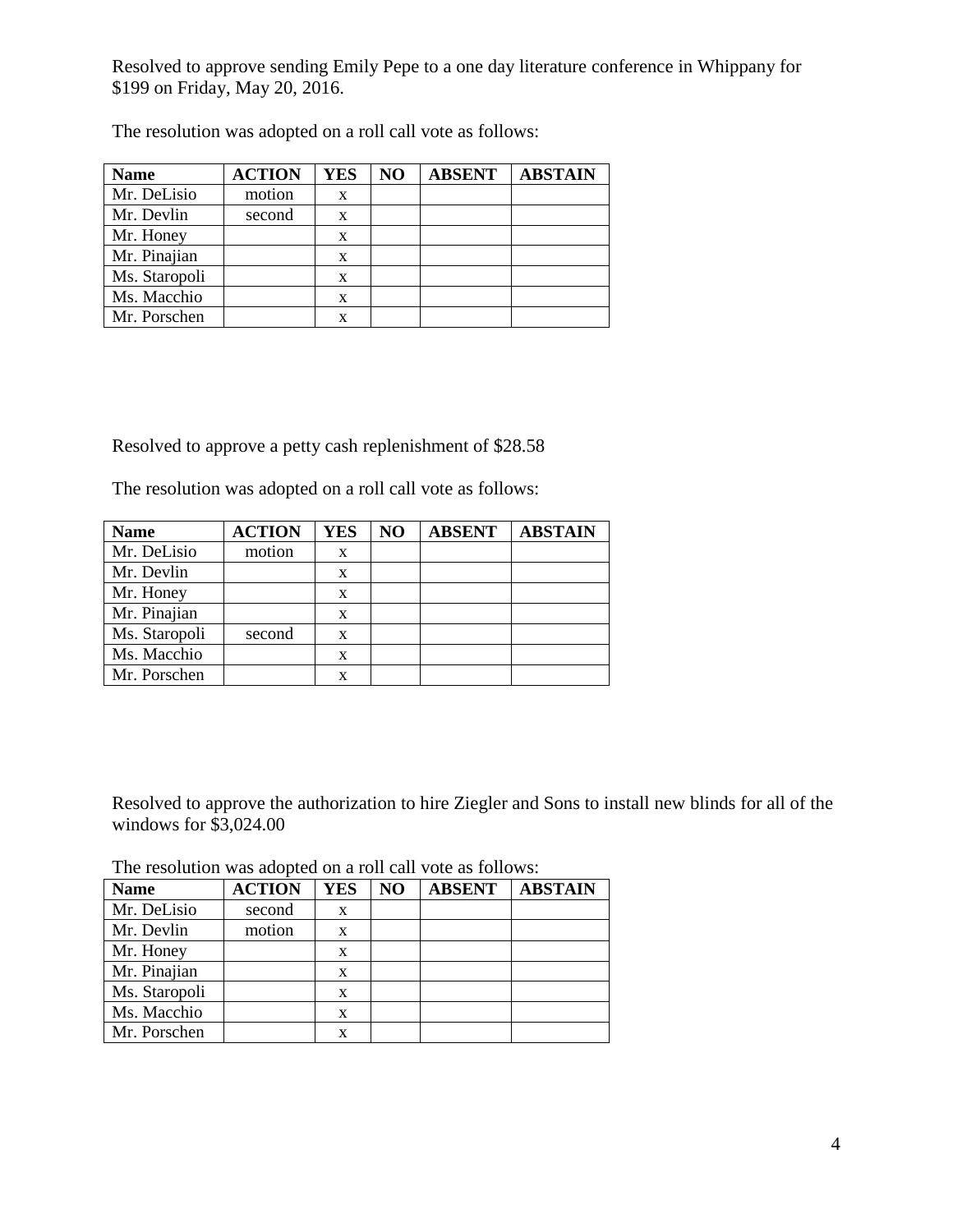Resolved to approve sending Emily Pepe to a one day literature conference in Whippany for $199 on Friday, May 20, 2016.

The resolution was adopted on a roll call vote as follows:

| Name | ACTION | YES | NO | ABSENT | ABSTAIN |
|---|---|---|---|---|---|
| Mr. DeLisio | motion | x | | | |
| Mr. Devlin | second | x | | | |
| Mr. Honey | | x | | | |
| Mr. Pinajian | | x | | | |
| Ms. Staropoli | | x | | | |
| Ms. Macchio | | x | | | |
| Mr. Porschen | | x | | | |

Resolved to approve a petty cash replenishment of $28.58

The resolution was adopted on a roll call vote as follows:

| Name | ACTION | YES | NO | ABSENT | ABSTAIN |
|---|---|---|---|---|---|
| Mr. DeLisio | motion | x | | | |
| Mr. Devlin | | x | | | |
| Mr. Honey | | x | | | |
| Mr. Pinajian | | x | | | |
| Ms. Staropoli | second | x | | | |
| Ms. Macchio | | x | | | |
| Mr. Porschen | | x | | | |

Resolved to approve the authorization to hire Ziegler and Sons to install new blinds for all of the windows for $3,024.00

The resolution was adopted on a roll call vote as follows:

| Name | ACTION | YES | NO | ABSENT | ABSTAIN |
|---|---|---|---|---|---|
| Mr. DeLisio | second | x | | | |
| Mr. Devlin | motion | x | | | |
| Mr. Honey | | x | | | |
| Mr. Pinajian | | x | | | |
| Ms. Staropoli | | x | | | |
| Ms. Macchio | | x | | | |
| Mr. Porschen | | x | | | |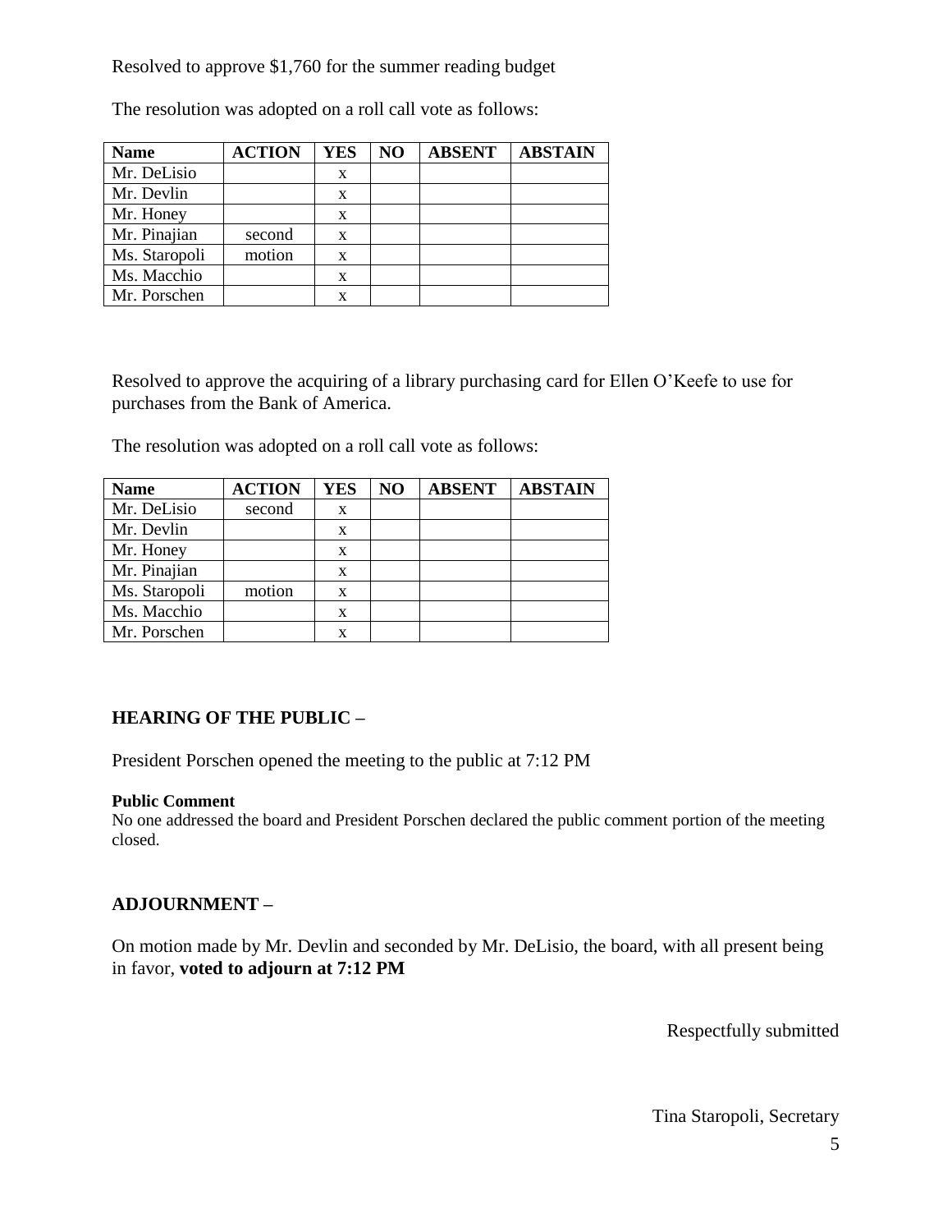Resolved to approve $1,760 for the summer reading budget

The resolution was adopted on a roll call vote as follows:

| Name | ACTION | YES | NO | ABSENT | ABSTAIN |
|---|---|---|---|---|---|
| Mr. DeLisio | | x | | | |
| Mr. Devlin | | x | | | |
| Mr. Honey | | x | | | |
| Mr. Pinajian | second | x | | | |
| Ms. Staropoli | motion | x | | | |
| Ms. Macchio | | x | | | |
| Mr. Porschen | | x | | | |

Resolved to approve the acquiring of a library purchasing card for Ellen O'Keefe to use for purchases from the Bank of America.

The resolution was adopted on a roll call vote as follows:

| Name | ACTION | YES | NO | ABSENT | ABSTAIN |
|---|---|---|---|---|---|
| Mr. DeLisio | second | x | | | |
| Mr. Devlin | | x | | | |
| Mr. Honey | | x | | | |
| Mr. Pinajian | | x | | | |
| Ms. Staropoli | motion | x | | | |
| Ms. Macchio | | x | | | |
| Mr. Porschen | | x | | | |

## HEARING OF THE PUBLIC –

President Porschen opened the meeting to the public at 7:12 PM

**Public Comment**

No one addressed the board and President Porschen declared the public comment portion of the meeting closed.

## ADJOURNMENT –

On motion made by Mr. Devlin and seconded by Mr. DeLisio, the board, with all present being in favor, **voted to adjourn at 7:12 PM**

Respectfully submitted

Tina Staropoli, Secretary